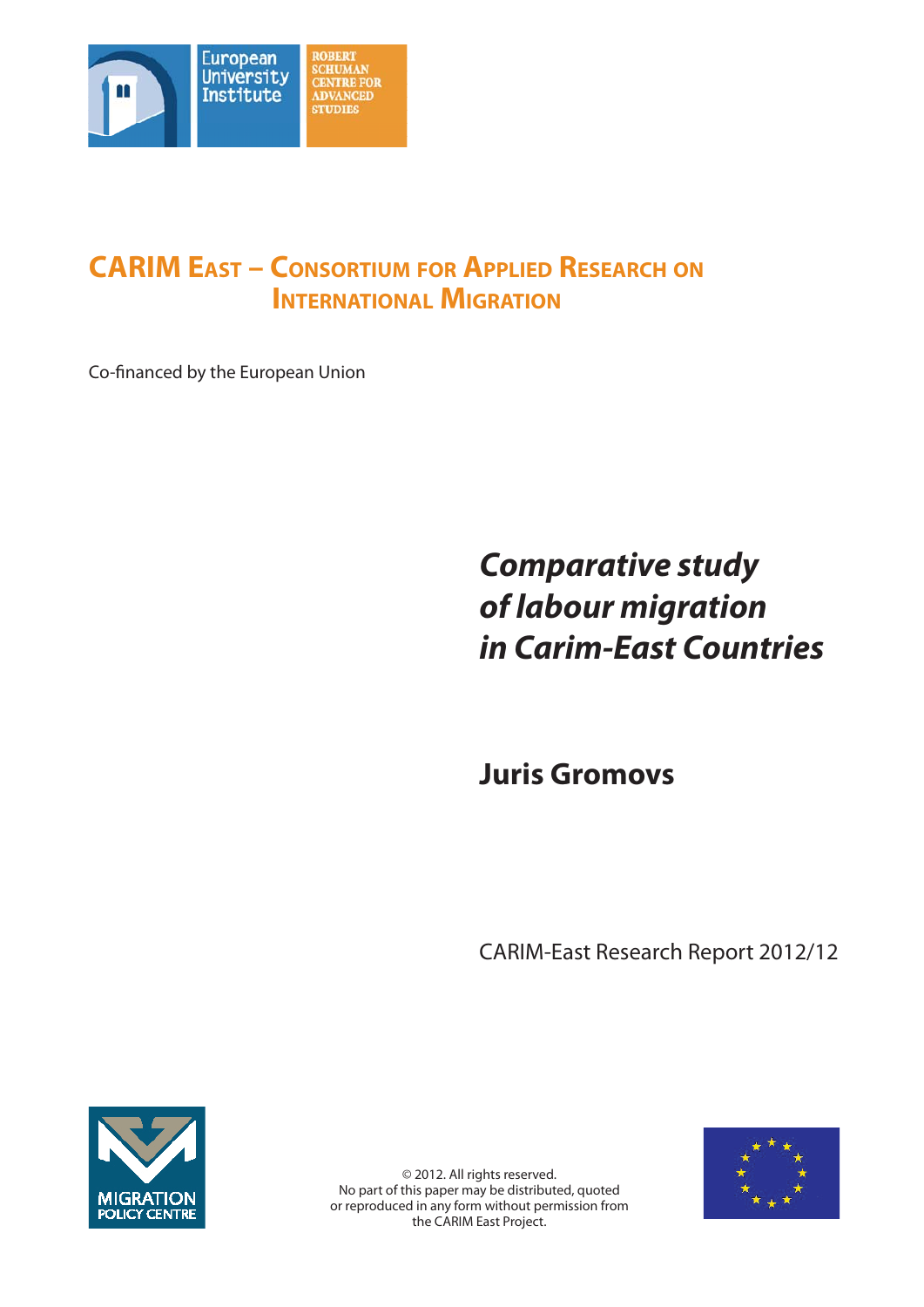European University Institute

ROBERT SCHUMAN CENTRE FOR ADVANCED STUDIES

# CARIM East – Consortium for Applied Research on International Migration

Co-financed by the European Union

# *Comparative study of labour migration in Carim-East Countries*

## Juris Gromovs

CARIM-East Research Report 2012/12

MIGRATION POLICY CENTRE

© 2012. All rights reserved.
No part of this paper may be distributed, quoted or reproduced in any form without permission from the CARIM East Project.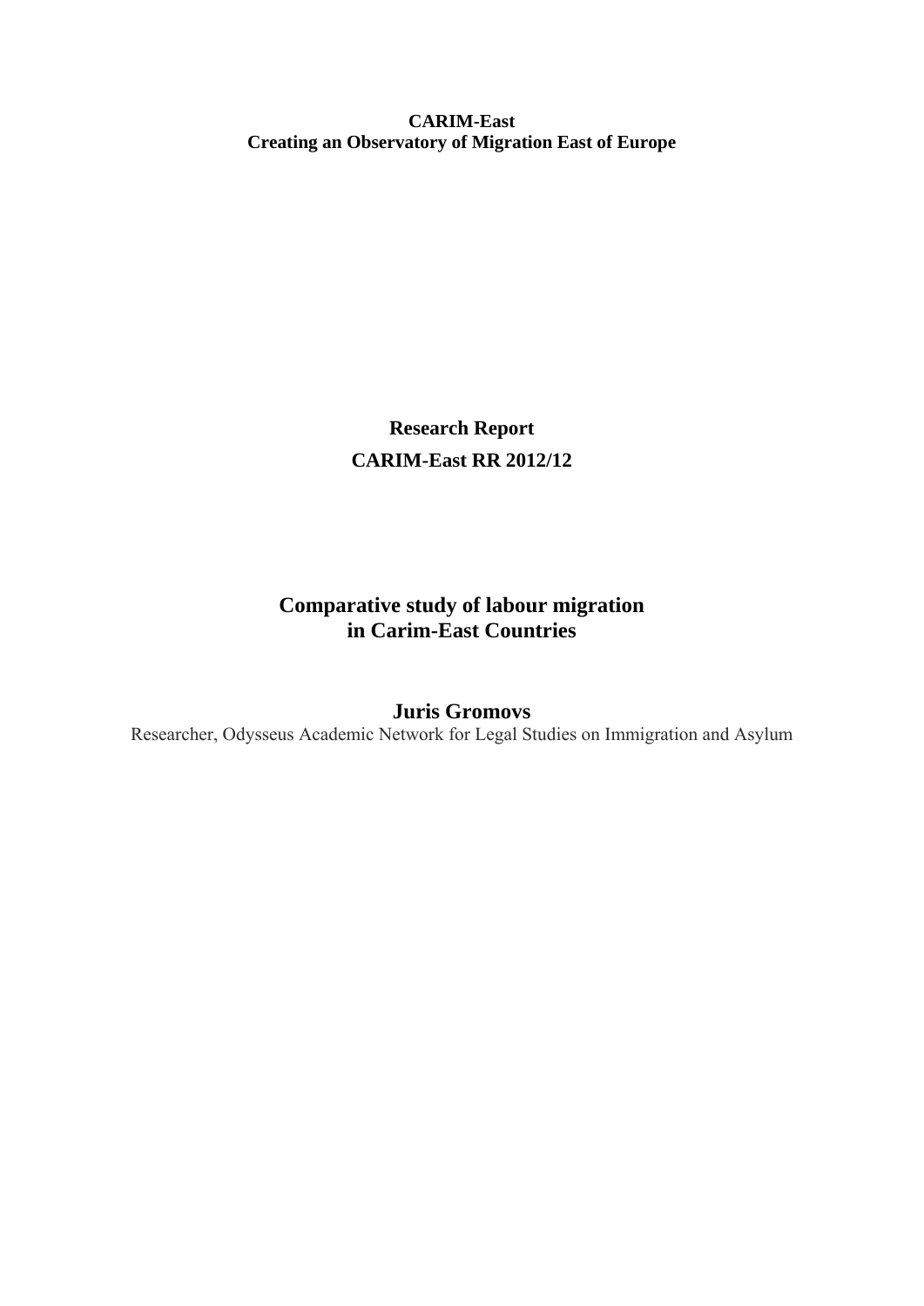**CARIM-East**
**Creating an Observatory of Migration East of Europe**

# Research Report
# CARIM-East RR 2012/12

# Comparative study of labour migration in Carim-East Countries

## Juris Gromovs

Researcher, Odysseus Academic Network for Legal Studies on Immigration and Asylum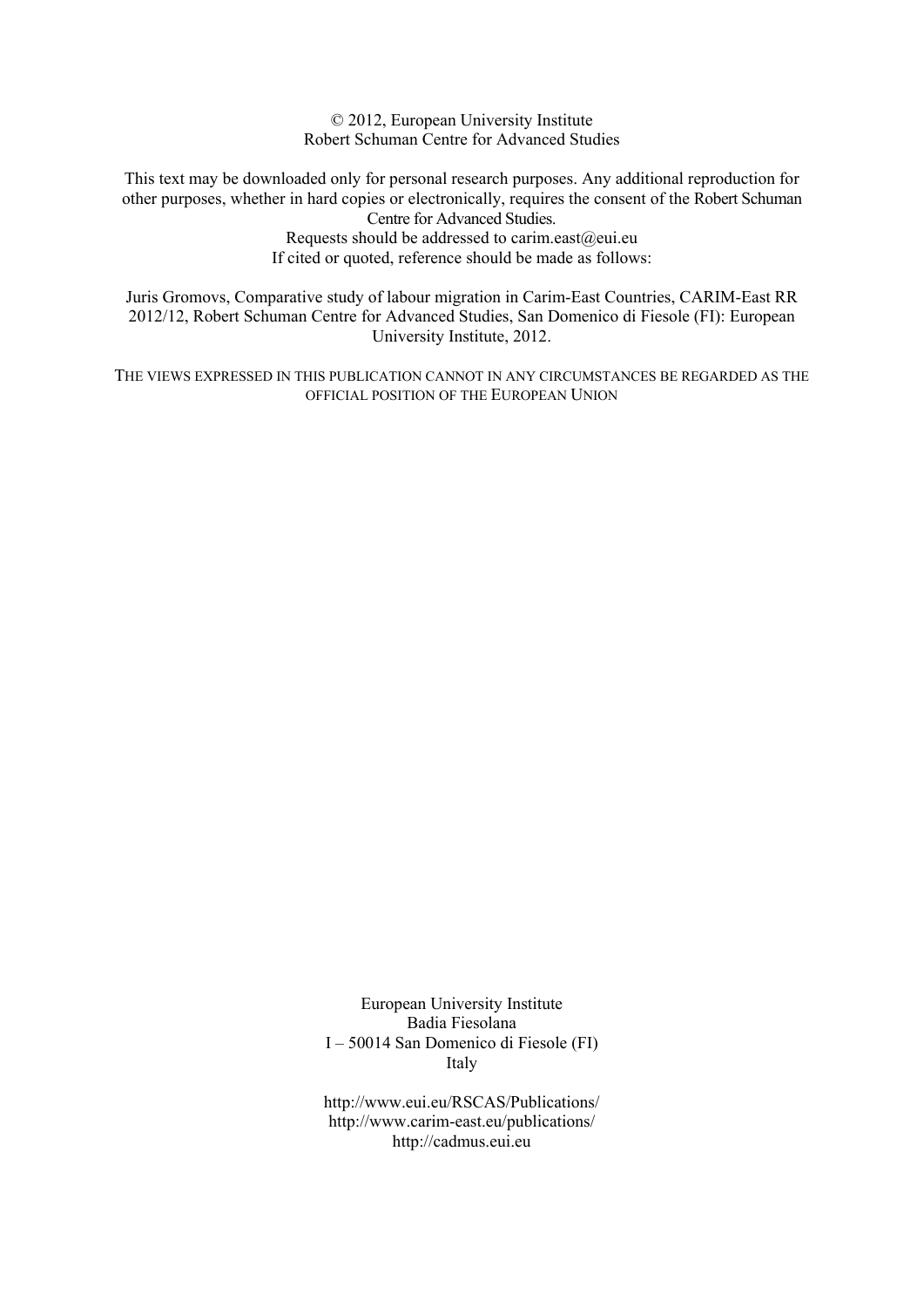© 2012, European University Institute
Robert Schuman Centre for Advanced Studies

This text may be downloaded only for personal research purposes. Any additional reproduction for other purposes, whether in hard copies or electronically, requires the consent of the Robert Schuman Centre for Advanced Studies.
Requests should be addressed to carim.east@eui.eu
If cited or quoted, reference should be made as follows:

Juris Gromovs, Comparative study of labour migration in Carim-East Countries, CARIM-East RR 2012/12, Robert Schuman Centre for Advanced Studies, San Domenico di Fiesole (FI): European University Institute, 2012.

THE VIEWS EXPRESSED IN THIS PUBLICATION CANNOT IN ANY CIRCUMSTANCES BE REGARDED AS THE OFFICIAL POSITION OF THE EUROPEAN UNION

European University Institute
Badia Fiesolana
I – 50014 San Domenico di Fiesole (FI)
Italy

http://www.eui.eu/RSCAS/Publications/
http://www.carim-east.eu/publications/
http://cadmus.eui.eu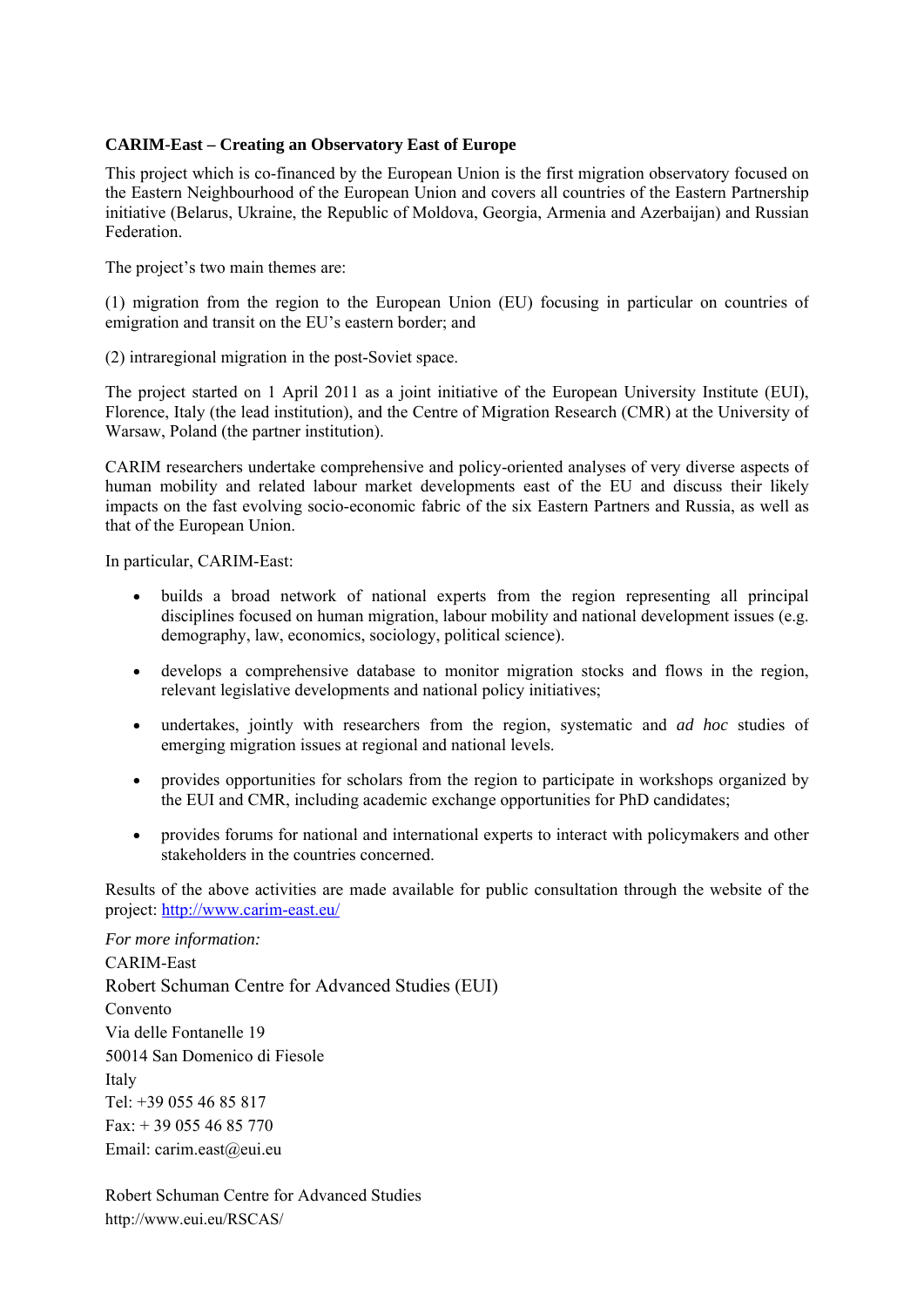**CARIM-East – Creating an Observatory East of Europe**

This project which is co-financed by the European Union is the first migration observatory focused on the Eastern Neighbourhood of the European Union and covers all countries of the Eastern Partnership initiative (Belarus, Ukraine, the Republic of Moldova, Georgia, Armenia and Azerbaijan) and Russian Federation.

The project's two main themes are:

(1) migration from the region to the European Union (EU) focusing in particular on countries of emigration and transit on the EU's eastern border; and

(2) intraregional migration in the post-Soviet space.

The project started on 1 April 2011 as a joint initiative of the European University Institute (EUI), Florence, Italy (the lead institution), and the Centre of Migration Research (CMR) at the University of Warsaw, Poland (the partner institution).

CARIM researchers undertake comprehensive and policy-oriented analyses of very diverse aspects of human mobility and related labour market developments east of the EU and discuss their likely impacts on the fast evolving socio-economic fabric of the six Eastern Partners and Russia, as well as that of the European Union.

In particular, CARIM-East:

- builds a broad network of national experts from the region representing all principal disciplines focused on human migration, labour mobility and national development issues (e.g. demography, law, economics, sociology, political science).
- develops a comprehensive database to monitor migration stocks and flows in the region, relevant legislative developments and national policy initiatives;
- undertakes, jointly with researchers from the region, systematic and *ad hoc* studies of emerging migration issues at regional and national levels.
- provides opportunities for scholars from the region to participate in workshops organized by the EUI and CMR, including academic exchange opportunities for PhD candidates;
- provides forums for national and international experts to interact with policymakers and other stakeholders in the countries concerned.

Results of the above activities are made available for public consultation through the website of the project: http://www.carim-east.eu/

*For more information:*
CARIM-East
Robert Schuman Centre for Advanced Studies (EUI)
Convento
Via delle Fontanelle 19
50014 San Domenico di Fiesole
Italy
Tel: +39 055 46 85 817
Fax: + 39 055 46 85 770
Email: carim.east@eui.eu

Robert Schuman Centre for Advanced Studies
http://www.eui.eu/RSCAS/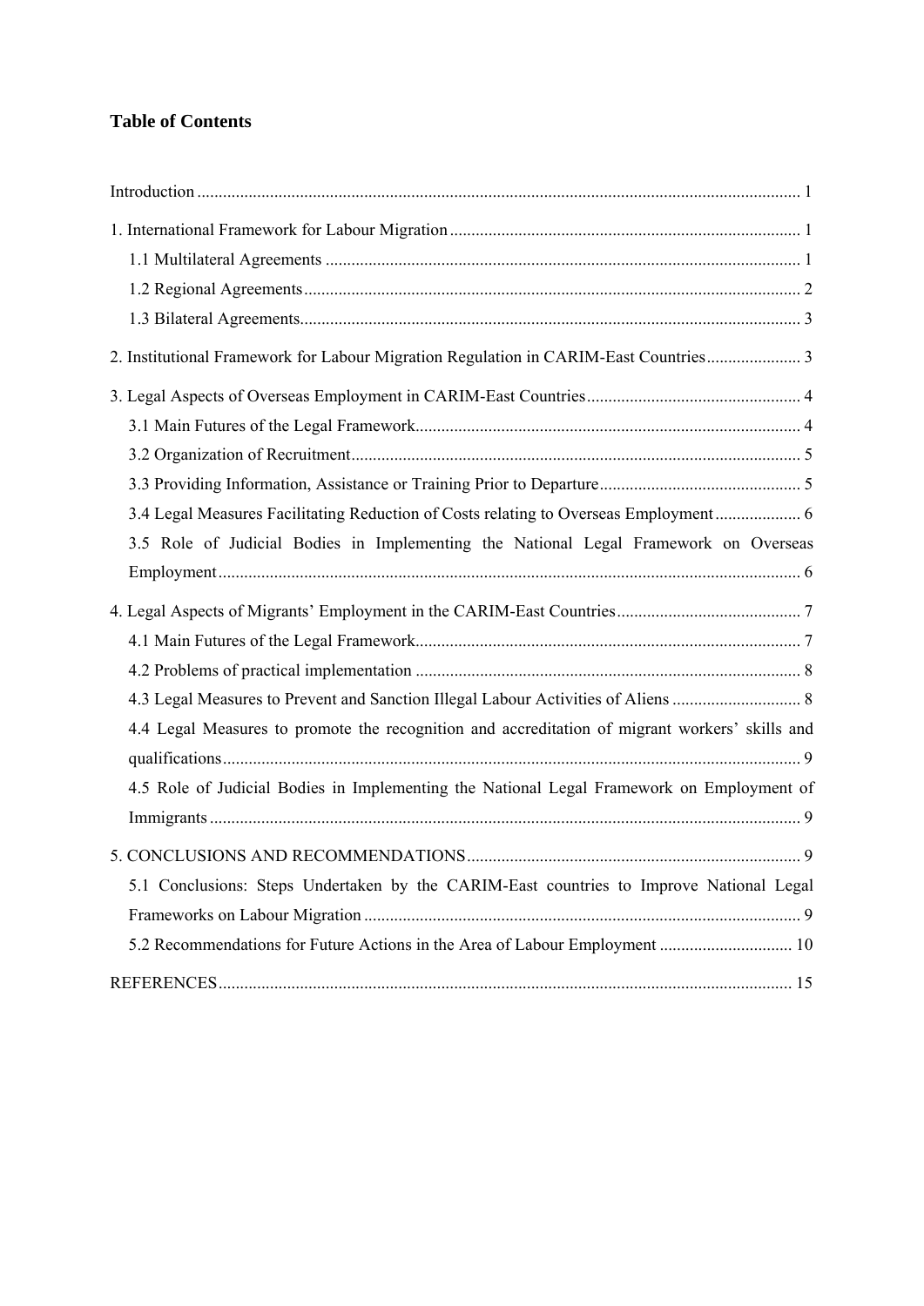**Table of Contents**

Introduction ... 1

1. International Framework for Labour Migration ... 1
   - 1.1 Multilateral Agreements ... 1
   - 1.2 Regional Agreements ... 2
   - 1.3 Bilateral Agreements ... 3

2. Institutional Framework for Labour Migration Regulation in CARIM-East Countries ... 3

3. Legal Aspects of Overseas Employment in CARIM-East Countries ... 4
   - 3.1 Main Futures of the Legal Framework ... 4
   - 3.2 Organization of Recruitment ... 5
   - 3.3 Providing Information, Assistance or Training Prior to Departure ... 5
   - 3.4 Legal Measures Facilitating Reduction of Costs relating to Overseas Employment ... 6
   - 3.5 Role of Judicial Bodies in Implementing the National Legal Framework on Overseas Employment ... 6

4. Legal Aspects of Migrants' Employment in the CARIM-East Countries ... 7
   - 4.1 Main Futures of the Legal Framework ... 7
   - 4.2 Problems of practical implementation ... 8
   - 4.3 Legal Measures to Prevent and Sanction Illegal Labour Activities of Aliens ... 8
   - 4.4 Legal Measures to promote the recognition and accreditation of migrant workers' skills and qualifications ... 9
   - 4.5 Role of Judicial Bodies in Implementing the National Legal Framework on Employment of Immigrants ... 9

5. CONCLUSIONS AND RECOMMENDATIONS ... 9
   - 5.1 Conclusions: Steps Undertaken by the CARIM-East countries to Improve National Legal Frameworks on Labour Migration ... 9
   - 5.2 Recommendations for Future Actions in the Area of Labour Employment ... 10

REFERENCES ... 15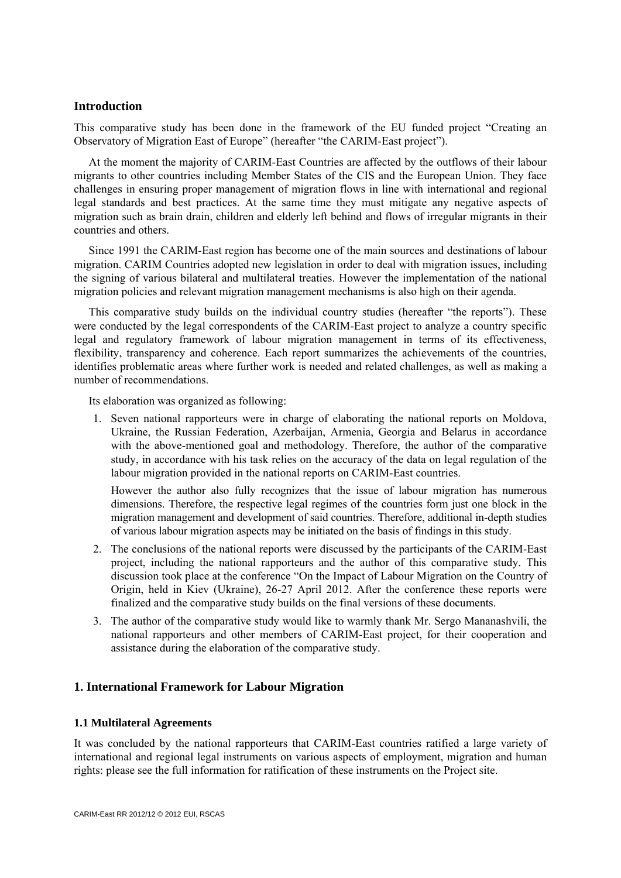## Introduction

This comparative study has been done in the framework of the EU funded project “Creating an Observatory of Migration East of Europe” (hereafter “the CARIM-East project”).

At the moment the majority of CARIM-East Countries are affected by the outflows of their labour migrants to other countries including Member States of the CIS and the European Union. They face challenges in ensuring proper management of migration flows in line with international and regional legal standards and best practices. At the same time they must mitigate any negative aspects of migration such as brain drain, children and elderly left behind and flows of irregular migrants in their countries and others.

Since 1991 the CARIM-East region has become one of the main sources and destinations of labour migration. CARIM Countries adopted new legislation in order to deal with migration issues, including the signing of various bilateral and multilateral treaties. However the implementation of the national migration policies and relevant migration management mechanisms is also high on their agenda.

This comparative study builds on the individual country studies (hereafter “the reports”). These were conducted by the legal correspondents of the CARIM-East project to analyze a country specific legal and regulatory framework of labour migration management in terms of its effectiveness, flexibility, transparency and coherence. Each report summarizes the achievements of the countries, identifies problematic areas where further work is needed and related challenges, as well as making a number of recommendations.

Its elaboration was organized as following:

1. Seven national rapporteurs were in charge of elaborating the national reports on Moldova, Ukraine, the Russian Federation, Azerbaijan, Armenia, Georgia and Belarus in accordance with the above-mentioned goal and methodology. Therefore, the author of the comparative study, in accordance with his task relies on the accuracy of the data on legal regulation of the labour migration provided in the national reports on CARIM-East countries.

   However the author also fully recognizes that the issue of labour migration has numerous dimensions. Therefore, the respective legal regimes of the countries form just one block in the migration management and development of said countries. Therefore, additional in-depth studies of various labour migration aspects may be initiated on the basis of findings in this study.

2. The conclusions of the national reports were discussed by the participants of the CARIM-East project, including the national rapporteurs and the author of this comparative study. This discussion took place at the conference “On the Impact of Labour Migration on the Country of Origin, held in Kiev (Ukraine), 26-27 April 2012. After the conference these reports were finalized and the comparative study builds on the final versions of these documents.

3. The author of the comparative study would like to warmly thank Mr. Sergo Mananashvili, the national rapporteurs and other members of CARIM-East project, for their cooperation and assistance during the elaboration of the comparative study.

## 1. International Framework for Labour Migration

### 1.1 Multilateral Agreements

It was concluded by the national rapporteurs that CARIM-East countries ratified a large variety of international and regional legal instruments on various aspects of employment, migration and human rights: please see the full information for ratification of these instruments on the Project site.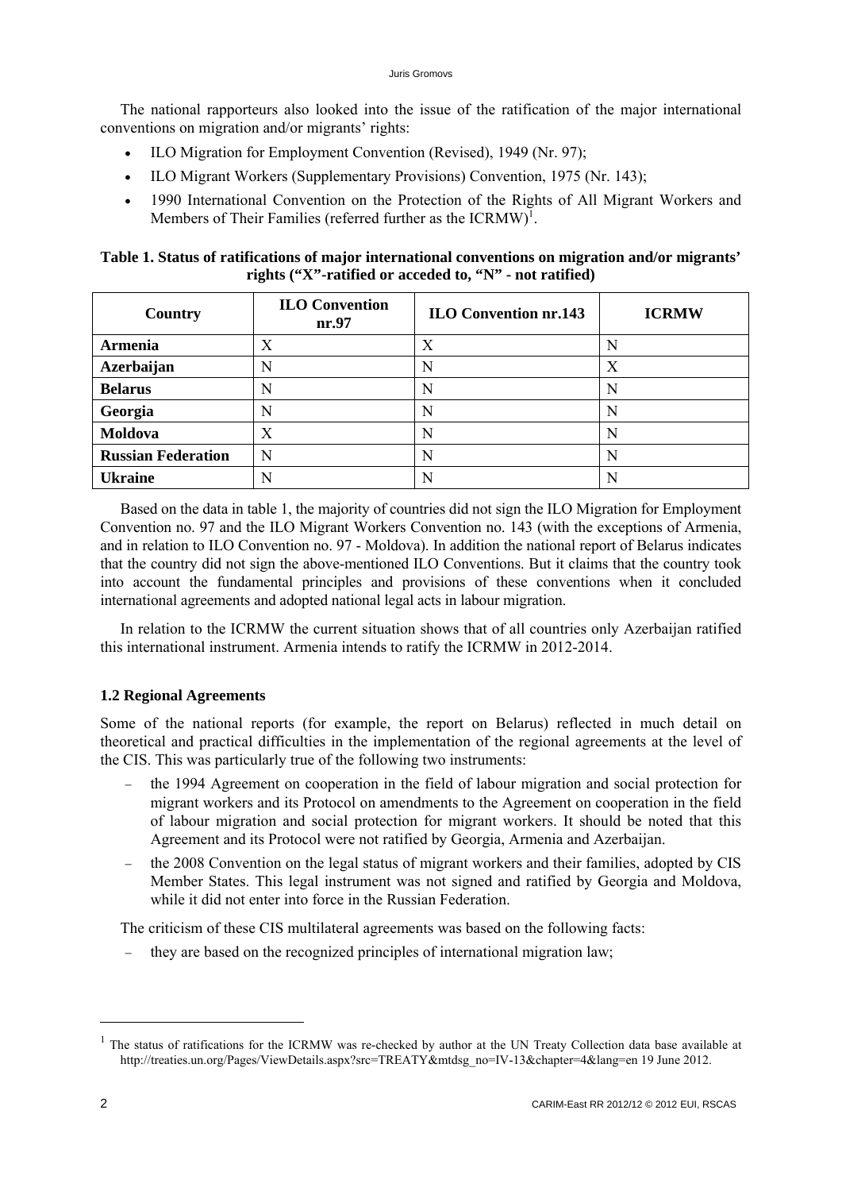The national rapporteurs also looked into the issue of the ratification of the major international conventions on migration and/or migrants' rights:

- ILO Migration for Employment Convention (Revised), 1949 (Nr. 97);
- ILO Migrant Workers (Supplementary Provisions) Convention, 1975 (Nr. 143);
- 1990 International Convention on the Protection of the Rights of All Migrant Workers and Members of Their Families (referred further as the ICRMW)[1].

**Table 1. Status of ratifications of major international conventions on migration and/or migrants' rights ("X"-ratified or acceded to, "N" - not ratified)**

| Country | ILO Convention nr.97 | ILO Convention nr.143 | ICRMW |
|---|---|---|---|
| **Armenia** | X | X | N |
| **Azerbaijan** | N | N | X |
| **Belarus** | N | N | N |
| **Georgia** | N | N | N |
| **Moldova** | X | N | N |
| **Russian Federation** | N | N | N |
| **Ukraine** | N | N | N |

Based on the data in table 1, the majority of countries did not sign the ILO Migration for Employment Convention no. 97 and the ILO Migrant Workers Convention no. 143 (with the exceptions of Armenia, and in relation to ILO Convention no. 97 - Moldova). In addition the national report of Belarus indicates that the country did not sign the above-mentioned ILO Conventions. But it claims that the country took into account the fundamental principles and provisions of these conventions when it concluded international agreements and adopted national legal acts in labour migration.

In relation to the ICRMW the current situation shows that of all countries only Azerbaijan ratified this international instrument. Armenia intends to ratify the ICRMW in 2012-2014.

### 1.2 Regional Agreements

Some of the national reports (for example, the report on Belarus) reflected in much detail on theoretical and practical difficulties in the implementation of the regional agreements at the level of the CIS. This was particularly true of the following two instruments:

- the 1994 Agreement on cooperation in the field of labour migration and social protection for migrant workers and its Protocol on amendments to the Agreement on cooperation in the field of labour migration and social protection for migrant workers. It should be noted that this Agreement and its Protocol were not ratified by Georgia, Armenia and Azerbaijan.
- the 2008 Convention on the legal status of migrant workers and their families, adopted by CIS Member States. This legal instrument was not signed and ratified by Georgia and Moldova, while it did not enter into force in the Russian Federation.

The criticism of these CIS multilateral agreements was based on the following facts:

- they are based on the recognized principles of international migration law;

[1] The status of ratifications for the ICRMW was re-checked by author at the UN Treaty Collection data base available at http://treaties.un.org/Pages/ViewDetails.aspx?src=TREATY&mtdsg_no=IV-13&chapter=4&lang=en 19 June 2012.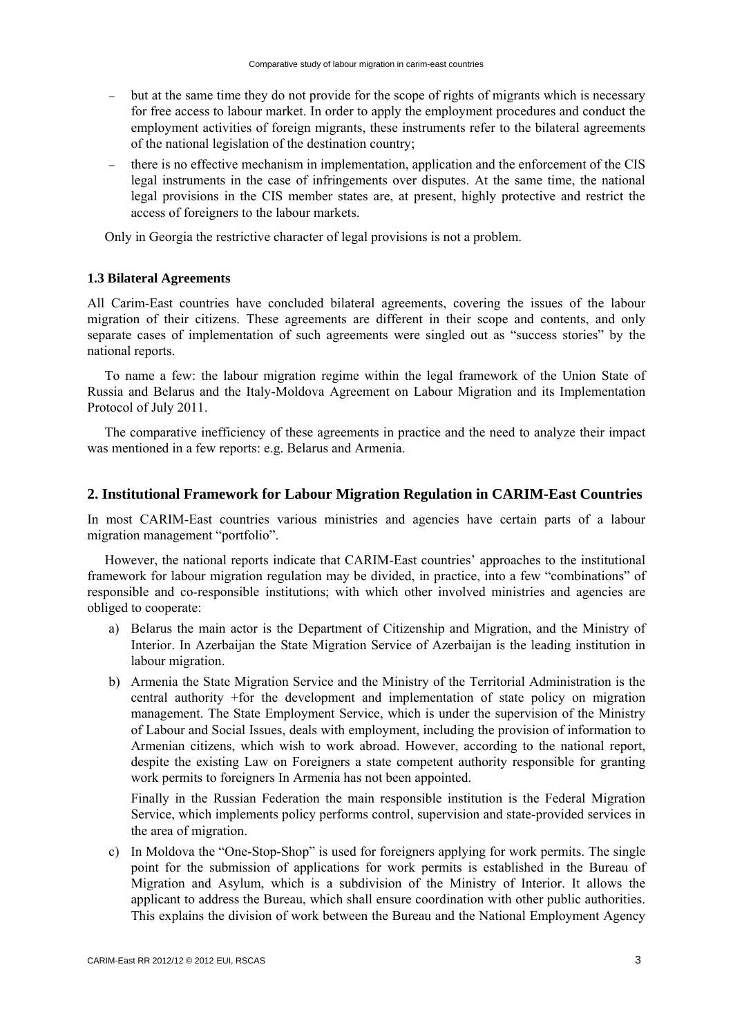- but at the same time they do not provide for the scope of rights of migrants which is necessary for free access to labour market. In order to apply the employment procedures and conduct the employment activities of foreign migrants, these instruments refer to the bilateral agreements of the national legislation of the destination country;
- there is no effective mechanism in implementation, application and the enforcement of the CIS legal instruments in the case of infringements over disputes. At the same time, the national legal provisions in the CIS member states are, at present, highly protective and restrict the access of foreigners to the labour markets.

Only in Georgia the restrictive character of legal provisions is not a problem.

### 1.3 Bilateral Agreements

All Carim-East countries have concluded bilateral agreements, covering the issues of the labour migration of their citizens. These agreements are different in their scope and contents, and only separate cases of implementation of such agreements were singled out as "success stories" by the national reports.

To name a few: the labour migration regime within the legal framework of the Union State of Russia and Belarus and the Italy-Moldova Agreement on Labour Migration and its Implementation Protocol of July 2011.

The comparative inefficiency of these agreements in practice and the need to analyze their impact was mentioned in a few reports: e.g. Belarus and Armenia.

## 2. Institutional Framework for Labour Migration Regulation in CARIM-East Countries

In most CARIM-East countries various ministries and agencies have certain parts of a labour migration management "portfolio".

However, the national reports indicate that CARIM-East countries' approaches to the institutional framework for labour migration regulation may be divided, in practice, into a few "combinations" of responsible and co-responsible institutions; with which other involved ministries and agencies are obliged to cooperate:

a) Belarus the main actor is the Department of Citizenship and Migration, and the Ministry of Interior. In Azerbaijan the State Migration Service of Azerbaijan is the leading institution in labour migration.

b) Armenia the State Migration Service and the Ministry of the Territorial Administration is the central authority +for the development and implementation of state policy on migration management. The State Employment Service, which is under the supervision of the Ministry of Labour and Social Issues, deals with employment, including the provision of information to Armenian citizens, which wish to work abroad. However, according to the national report, despite the existing Law on Foreigners a state competent authority responsible for granting work permits to foreigners In Armenia has not been appointed.

   Finally in the Russian Federation the main responsible institution is the Federal Migration Service, which implements policy performs control, supervision and state-provided services in the area of migration.

c) In Moldova the "One-Stop-Shop" is used for foreigners applying for work permits. The single point for the submission of applications for work permits is established in the Bureau of Migration and Asylum, which is a subdivision of the Ministry of Interior. It allows the applicant to address the Bureau, which shall ensure coordination with other public authorities. This explains the division of work between the Bureau and the National Employment Agency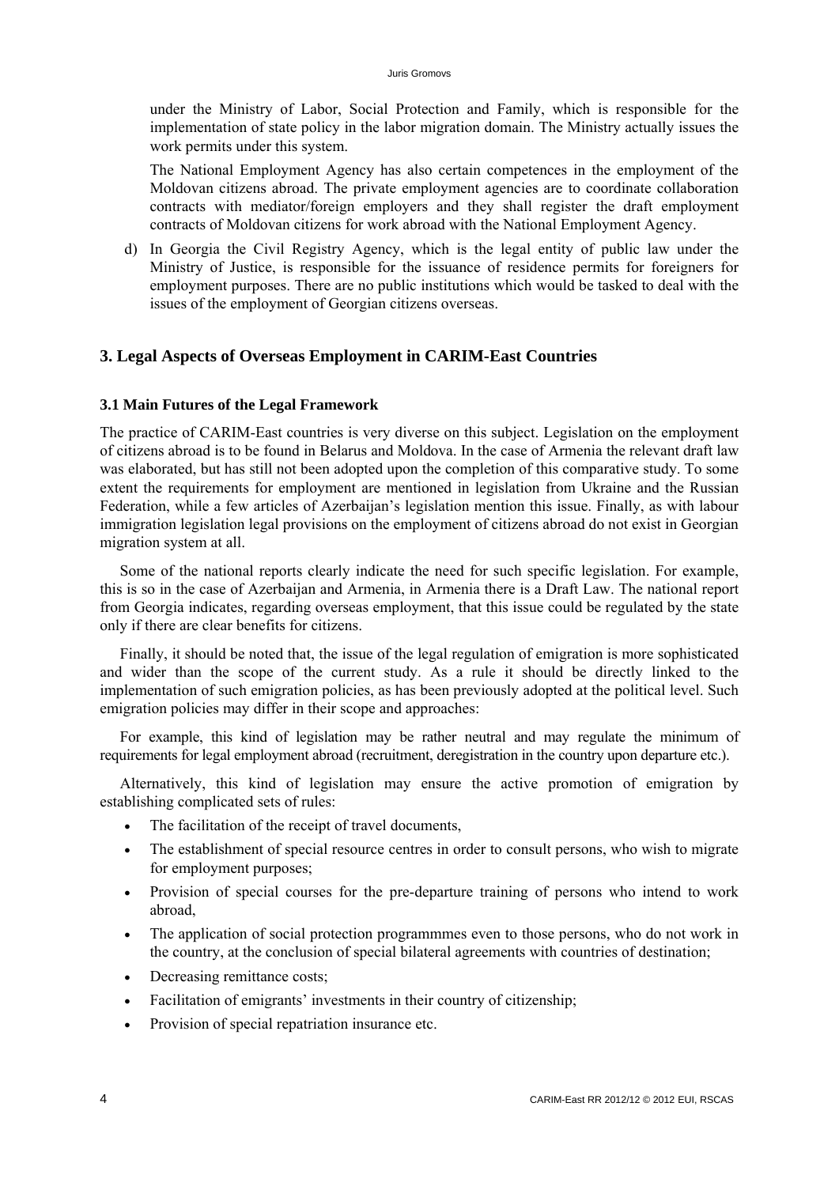under the Ministry of Labor, Social Protection and Family, which is responsible for the implementation of state policy in the labor migration domain. The Ministry actually issues the work permits under this system.

The National Employment Agency has also certain competences in the employment of the Moldovan citizens abroad. The private employment agencies are to coordinate collaboration contracts with mediator/foreign employers and they shall register the draft employment contracts of Moldovan citizens for work abroad with the National Employment Agency.

d) In Georgia the Civil Registry Agency, which is the legal entity of public law under the Ministry of Justice, is responsible for the issuance of residence permits for foreigners for employment purposes. There are no public institutions which would be tasked to deal with the issues of the employment of Georgian citizens overseas.

## 3. Legal Aspects of Overseas Employment in CARIM-East Countries

### 3.1 Main Futures of the Legal Framework

The practice of CARIM-East countries is very diverse on this subject. Legislation on the employment of citizens abroad is to be found in Belarus and Moldova. In the case of Armenia the relevant draft law was elaborated, but has still not been adopted upon the completion of this comparative study. To some extent the requirements for employment are mentioned in legislation from Ukraine and the Russian Federation, while a few articles of Azerbaijan's legislation mention this issue. Finally, as with labour immigration legislation legal provisions on the employment of citizens abroad do not exist in Georgian migration system at all.

Some of the national reports clearly indicate the need for such specific legislation. For example, this is so in the case of Azerbaijan and Armenia, in Armenia there is a Draft Law. The national report from Georgia indicates, regarding overseas employment, that this issue could be regulated by the state only if there are clear benefits for citizens.

Finally, it should be noted that, the issue of the legal regulation of emigration is more sophisticated and wider than the scope of the current study. As a rule it should be directly linked to the implementation of such emigration policies, as has been previously adopted at the political level. Such emigration policies may differ in their scope and approaches:

For example, this kind of legislation may be rather neutral and may regulate the minimum of requirements for legal employment abroad (recruitment, deregistration in the country upon departure etc.).

Alternatively, this kind of legislation may ensure the active promotion of emigration by establishing complicated sets of rules:

- The facilitation of the receipt of travel documents,
- The establishment of special resource centres in order to consult persons, who wish to migrate for employment purposes;
- Provision of special courses for the pre-departure training of persons who intend to work abroad,
- The application of social protection programmmes even to those persons, who do not work in the country, at the conclusion of special bilateral agreements with countries of destination;
- Decreasing remittance costs;
- Facilitation of emigrants' investments in their country of citizenship;
- Provision of special repatriation insurance etc.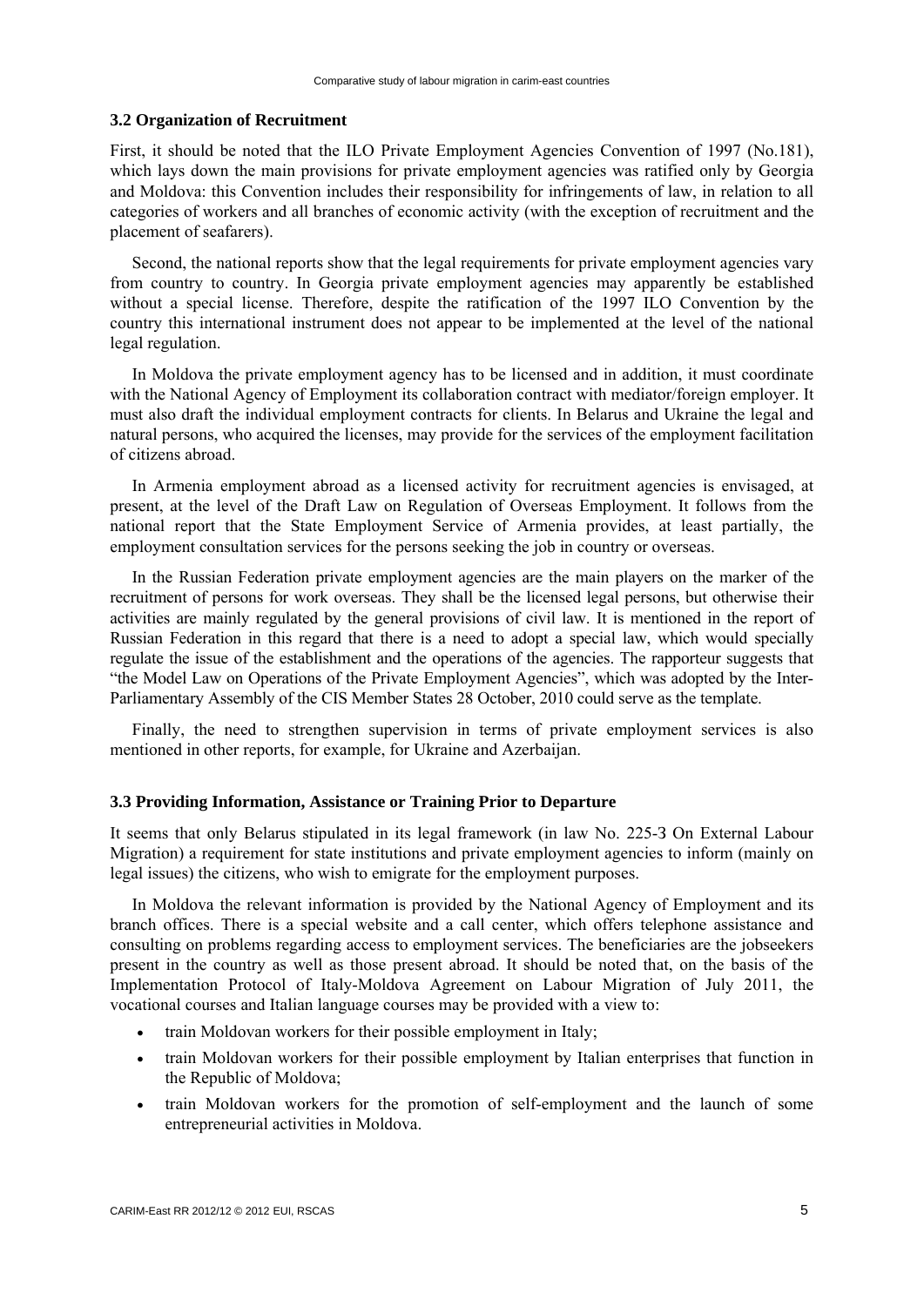### 3.2 Organization of Recruitment

First, it should be noted that the ILO Private Employment Agencies Convention of 1997 (No.181), which lays down the main provisions for private employment agencies was ratified only by Georgia and Moldova: this Convention includes their responsibility for infringements of law, in relation to all categories of workers and all branches of economic activity (with the exception of recruitment and the placement of seafarers).

Second, the national reports show that the legal requirements for private employment agencies vary from country to country. In Georgia private employment agencies may apparently be established without a special license. Therefore, despite the ratification of the 1997 ILO Convention by the country this international instrument does not appear to be implemented at the level of the national legal regulation.

In Moldova the private employment agency has to be licensed and in addition, it must coordinate with the National Agency of Employment its collaboration contract with mediator/foreign employer. It must also draft the individual employment contracts for clients. In Belarus and Ukraine the legal and natural persons, who acquired the licenses, may provide for the services of the employment facilitation of citizens abroad.

In Armenia employment abroad as a licensed activity for recruitment agencies is envisaged, at present, at the level of the Draft Law on Regulation of Overseas Employment. It follows from the national report that the State Employment Service of Armenia provides, at least partially, the employment consultation services for the persons seeking the job in country or overseas.

In the Russian Federation private employment agencies are the main players on the marker of the recruitment of persons for work overseas. They shall be the licensed legal persons, but otherwise their activities are mainly regulated by the general provisions of civil law. It is mentioned in the report of Russian Federation in this regard that there is a need to adopt a special law, which would specially regulate the issue of the establishment and the operations of the agencies. The rapporteur suggests that "the Model Law on Operations of the Private Employment Agencies", which was adopted by the Inter-Parliamentary Assembly of the CIS Member States 28 October, 2010 could serve as the template.

Finally, the need to strengthen supervision in terms of private employment services is also mentioned in other reports, for example, for Ukraine and Azerbaijan.

### 3.3 Providing Information, Assistance or Training Prior to Departure

It seems that only Belarus stipulated in its legal framework (in law No. 225-З On External Labour Migration) a requirement for state institutions and private employment agencies to inform (mainly on legal issues) the citizens, who wish to emigrate for the employment purposes.

In Moldova the relevant information is provided by the National Agency of Employment and its branch offices. There is a special website and a call center, which offers telephone assistance and consulting on problems regarding access to employment services. The beneficiaries are the jobseekers present in the country as well as those present abroad. It should be noted that, on the basis of the Implementation Protocol of Italy-Moldova Agreement on Labour Migration of July 2011, the vocational courses and Italian language courses may be provided with a view to:

- train Moldovan workers for their possible employment in Italy;
- train Moldovan workers for their possible employment by Italian enterprises that function in the Republic of Moldova;
- train Moldovan workers for the promotion of self-employment and the launch of some entrepreneurial activities in Moldova.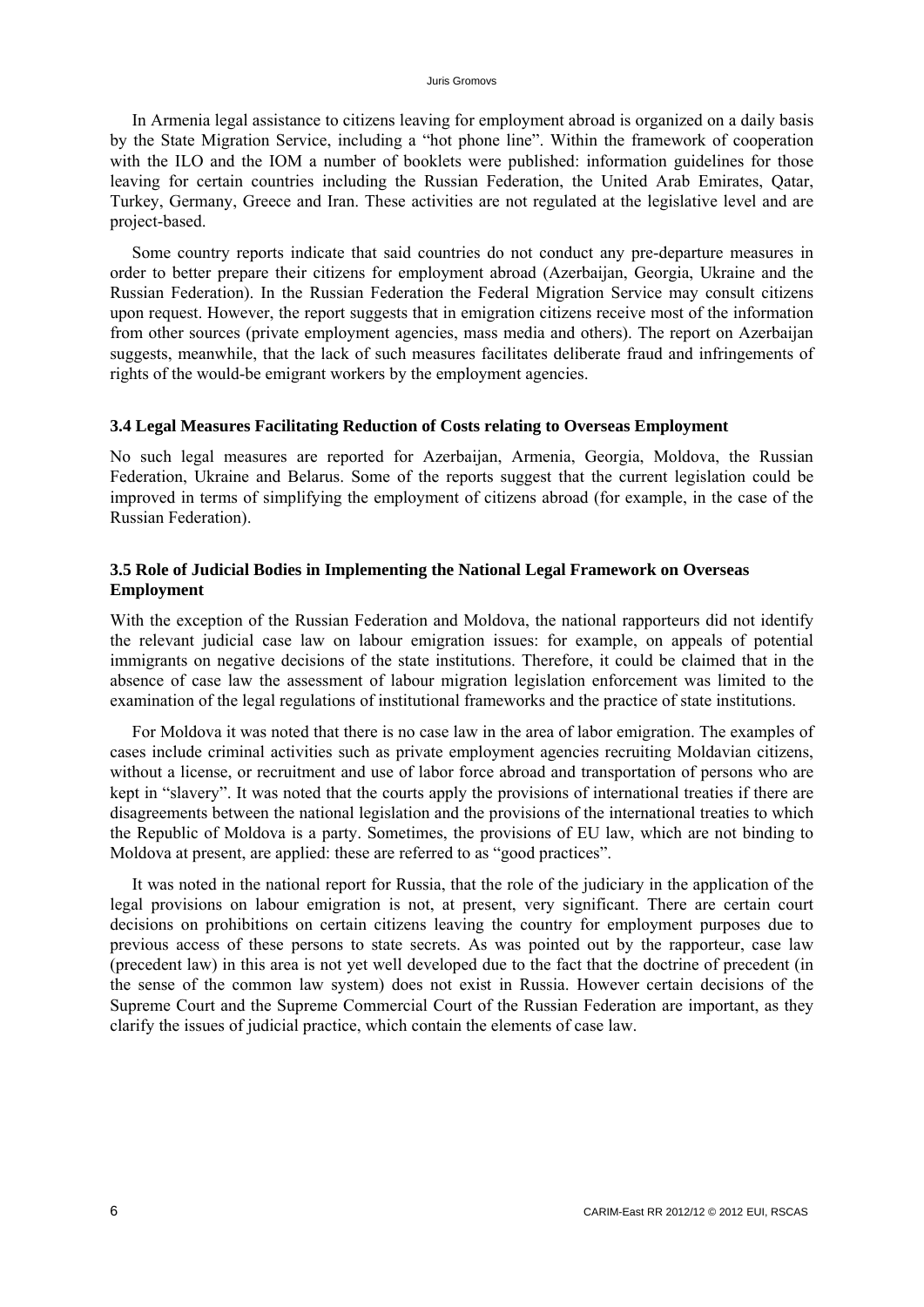In Armenia legal assistance to citizens leaving for employment abroad is organized on a daily basis by the State Migration Service, including a "hot phone line". Within the framework of cooperation with the ILO and the IOM a number of booklets were published: information guidelines for those leaving for certain countries including the Russian Federation, the United Arab Emirates, Qatar, Turkey, Germany, Greece and Iran. These activities are not regulated at the legislative level and are project-based.

Some country reports indicate that said countries do not conduct any pre-departure measures in order to better prepare their citizens for employment abroad (Azerbaijan, Georgia, Ukraine and the Russian Federation). In the Russian Federation the Federal Migration Service may consult citizens upon request. However, the report suggests that in emigration citizens receive most of the information from other sources (private employment agencies, mass media and others). The report on Azerbaijan suggests, meanwhile, that the lack of such measures facilitates deliberate fraud and infringements of rights of the would-be emigrant workers by the employment agencies.

### 3.4 Legal Measures Facilitating Reduction of Costs relating to Overseas Employment

No such legal measures are reported for Azerbaijan, Armenia, Georgia, Moldova, the Russian Federation, Ukraine and Belarus. Some of the reports suggest that the current legislation could be improved in terms of simplifying the employment of citizens abroad (for example, in the case of the Russian Federation).

### 3.5 Role of Judicial Bodies in Implementing the National Legal Framework on Overseas Employment

With the exception of the Russian Federation and Moldova, the national rapporteurs did not identify the relevant judicial case law on labour emigration issues: for example, on appeals of potential immigrants on negative decisions of the state institutions. Therefore, it could be claimed that in the absence of case law the assessment of labour migration legislation enforcement was limited to the examination of the legal regulations of institutional frameworks and the practice of state institutions.

For Moldova it was noted that there is no case law in the area of labor emigration. The examples of cases include criminal activities such as private employment agencies recruiting Moldavian citizens, without a license, or recruitment and use of labor force abroad and transportation of persons who are kept in "slavery". It was noted that the courts apply the provisions of international treaties if there are disagreements between the national legislation and the provisions of the international treaties to which the Republic of Moldova is a party. Sometimes, the provisions of EU law, which are not binding to Moldova at present, are applied: these are referred to as "good practices".

It was noted in the national report for Russia, that the role of the judiciary in the application of the legal provisions on labour emigration is not, at present, very significant. There are certain court decisions on prohibitions on certain citizens leaving the country for employment purposes due to previous access of these persons to state secrets. As was pointed out by the rapporteur, case law (precedent law) in this area is not yet well developed due to the fact that the doctrine of precedent (in the sense of the common law system) does not exist in Russia. However certain decisions of the Supreme Court and the Supreme Commercial Court of the Russian Federation are important, as they clarify the issues of judicial practice, which contain the elements of case law.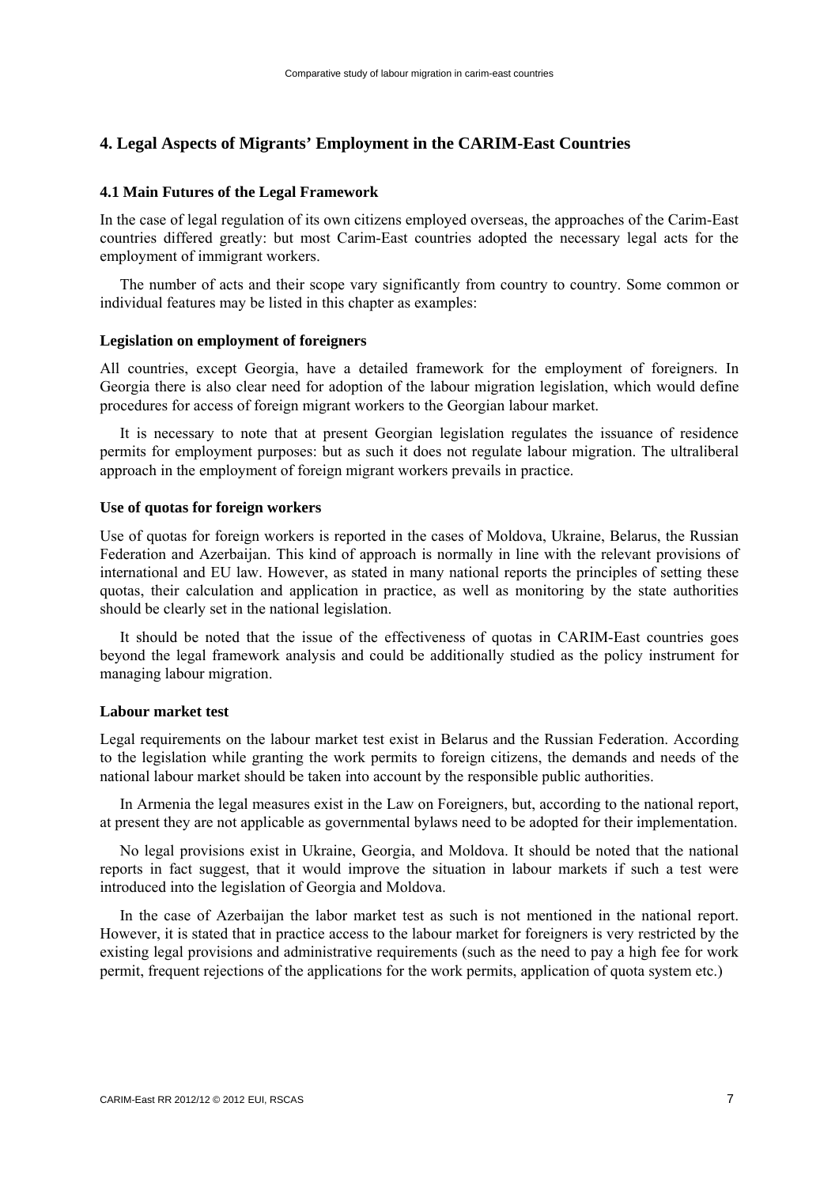## 4. Legal Aspects of Migrants' Employment in the CARIM-East Countries

### 4.1 Main Futures of the Legal Framework

In the case of legal regulation of its own citizens employed overseas, the approaches of the Carim-East countries differed greatly: but most Carim-East countries adopted the necessary legal acts for the employment of immigrant workers.

The number of acts and their scope vary significantly from country to country. Some common or individual features may be listed in this chapter as examples:

#### Legislation on employment of foreigners

All countries, except Georgia, have a detailed framework for the employment of foreigners. In Georgia there is also clear need for adoption of the labour migration legislation, which would define procedures for access of foreign migrant workers to the Georgian labour market.

It is necessary to note that at present Georgian legislation regulates the issuance of residence permits for employment purposes: but as such it does not regulate labour migration. The ultraliberal approach in the employment of foreign migrant workers prevails in practice.

#### Use of quotas for foreign workers

Use of quotas for foreign workers is reported in the cases of Moldova, Ukraine, Belarus, the Russian Federation and Azerbaijan. This kind of approach is normally in line with the relevant provisions of international and EU law. However, as stated in many national reports the principles of setting these quotas, their calculation and application in practice, as well as monitoring by the state authorities should be clearly set in the national legislation.

It should be noted that the issue of the effectiveness of quotas in CARIM-East countries goes beyond the legal framework analysis and could be additionally studied as the policy instrument for managing labour migration.

#### Labour market test

Legal requirements on the labour market test exist in Belarus and the Russian Federation. According to the legislation while granting the work permits to foreign citizens, the demands and needs of the national labour market should be taken into account by the responsible public authorities.

In Armenia the legal measures exist in the Law on Foreigners, but, according to the national report, at present they are not applicable as governmental bylaws need to be adopted for their implementation.

No legal provisions exist in Ukraine, Georgia, and Moldova. It should be noted that the national reports in fact suggest, that it would improve the situation in labour markets if such a test were introduced into the legislation of Georgia and Moldova.

In the case of Azerbaijan the labor market test as such is not mentioned in the national report. However, it is stated that in practice access to the labour market for foreigners is very restricted by the existing legal provisions and administrative requirements (such as the need to pay a high fee for work permit, frequent rejections of the applications for the work permits, application of quota system etc.)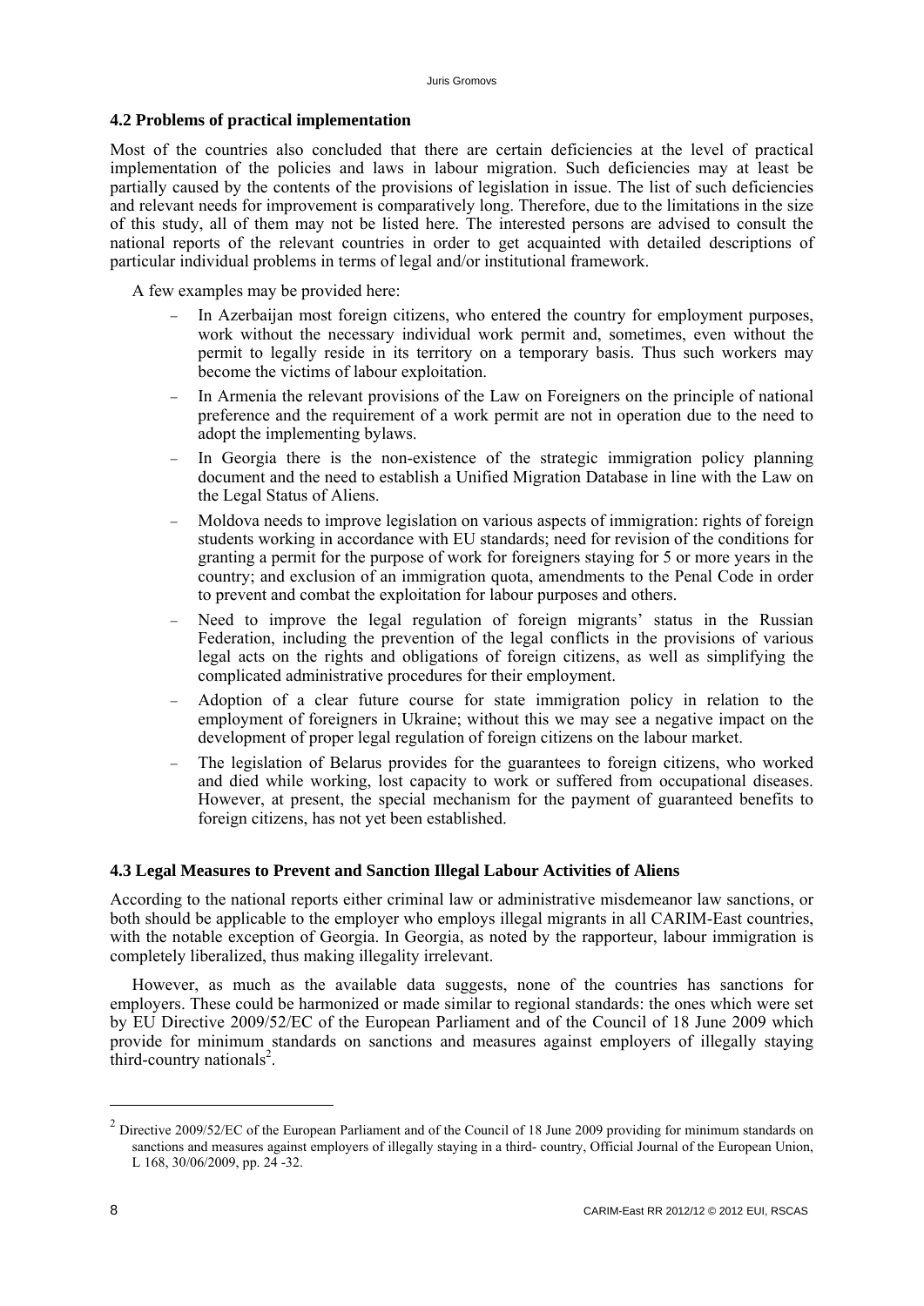### 4.2 Problems of practical implementation

Most of the countries also concluded that there are certain deficiencies at the level of practical implementation of the policies and laws in labour migration. Such deficiencies may at least be partially caused by the contents of the provisions of legislation in issue. The list of such deficiencies and relevant needs for improvement is comparatively long. Therefore, due to the limitations in the size of this study, all of them may not be listed here. The interested persons are advised to consult the national reports of the relevant countries in order to get acquainted with detailed descriptions of particular individual problems in terms of legal and/or institutional framework.

A few examples may be provided here:

- In Azerbaijan most foreign citizens, who entered the country for employment purposes, work without the necessary individual work permit and, sometimes, even without the permit to legally reside in its territory on a temporary basis. Thus such workers may become the victims of labour exploitation.
- In Armenia the relevant provisions of the Law on Foreigners on the principle of national preference and the requirement of a work permit are not in operation due to the need to adopt the implementing bylaws.
- In Georgia there is the non-existence of the strategic immigration policy planning document and the need to establish a Unified Migration Database in line with the Law on the Legal Status of Aliens.
- Moldova needs to improve legislation on various aspects of immigration: rights of foreign students working in accordance with EU standards; need for revision of the conditions for granting a permit for the purpose of work for foreigners staying for 5 or more years in the country; and exclusion of an immigration quota, amendments to the Penal Code in order to prevent and combat the exploitation for labour purposes and others.
- Need to improve the legal regulation of foreign migrants' status in the Russian Federation, including the prevention of the legal conflicts in the provisions of various legal acts on the rights and obligations of foreign citizens, as well as simplifying the complicated administrative procedures for their employment.
- Adoption of a clear future course for state immigration policy in relation to the employment of foreigners in Ukraine; without this we may see a negative impact on the development of proper legal regulation of foreign citizens on the labour market.
- The legislation of Belarus provides for the guarantees to foreign citizens, who worked and died while working, lost capacity to work or suffered from occupational diseases. However, at present, the special mechanism for the payment of guaranteed benefits to foreign citizens, has not yet been established.

### 4.3 Legal Measures to Prevent and Sanction Illegal Labour Activities of Aliens

According to the national reports either criminal law or administrative misdemeanor law sanctions, or both should be applicable to the employer who employs illegal migrants in all CARIM-East countries, with the notable exception of Georgia. In Georgia, as noted by the rapporteur, labour immigration is completely liberalized, thus making illegality irrelevant.

However, as much as the available data suggests, none of the countries has sanctions for employers. These could be harmonized or made similar to regional standards: the ones which were set by EU Directive 2009/52/EC of the European Parliament and of the Council of 18 June 2009 which provide for minimum standards on sanctions and measures against employers of illegally staying third-country nationals[2].

---

[2] Directive 2009/52/EC of the European Parliament and of the Council of 18 June 2009 providing for minimum standards on sanctions and measures against employers of illegally staying in a third- country, Official Journal of the European Union, L 168, 30/06/2009, pp. 24 -32.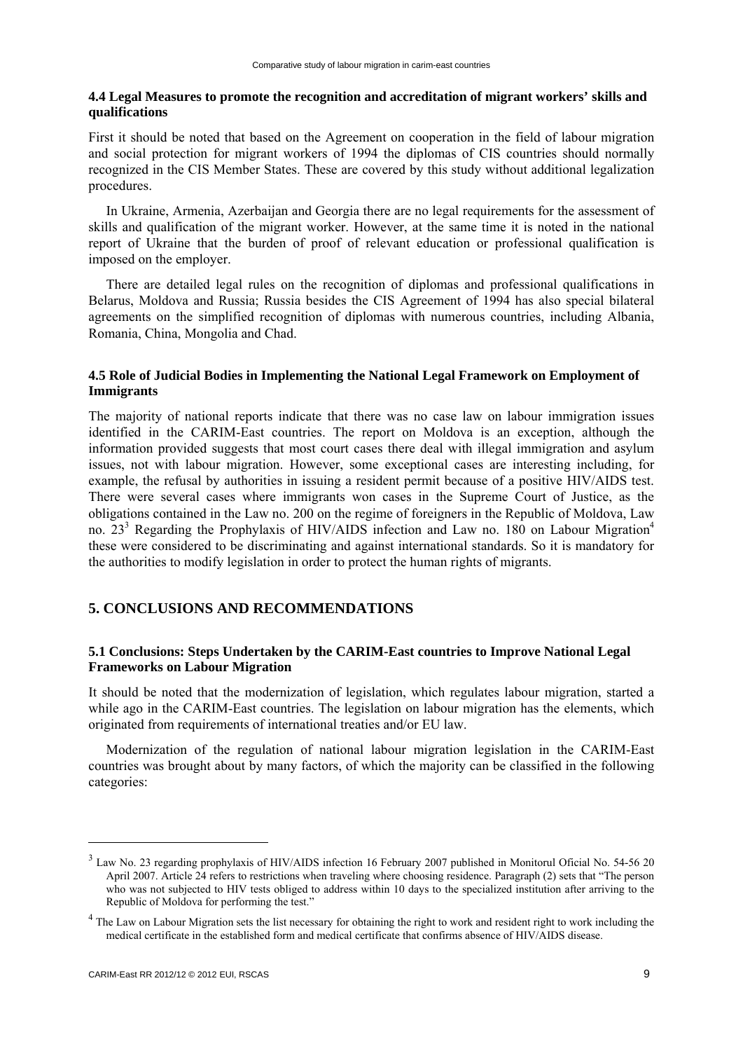### 4.4 Legal Measures to promote the recognition and accreditation of migrant workers' skills and qualifications

First it should be noted that based on the Agreement on cooperation in the field of labour migration and social protection for migrant workers of 1994 the diplomas of CIS countries should normally recognized in the CIS Member States. These are covered by this study without additional legalization procedures.

In Ukraine, Armenia, Azerbaijan and Georgia there are no legal requirements for the assessment of skills and qualification of the migrant worker. However, at the same time it is noted in the national report of Ukraine that the burden of proof of relevant education or professional qualification is imposed on the employer.

There are detailed legal rules on the recognition of diplomas and professional qualifications in Belarus, Moldova and Russia; Russia besides the CIS Agreement of 1994 has also special bilateral agreements on the simplified recognition of diplomas with numerous countries, including Albania, Romania, China, Mongolia and Chad.

### 4.5 Role of Judicial Bodies in Implementing the National Legal Framework on Employment of Immigrants

The majority of national reports indicate that there was no case law on labour immigration issues identified in the CARIM-East countries. The report on Moldova is an exception, although the information provided suggests that most court cases there deal with illegal immigration and asylum issues, not with labour migration. However, some exceptional cases are interesting including, for example, the refusal by authorities in issuing a resident permit because of a positive HIV/AIDS test. There were several cases where immigrants won cases in the Supreme Court of Justice, as the obligations contained in the Law no. 200 on the regime of foreigners in the Republic of Moldova, Law no. 23[3] Regarding the Prophylaxis of HIV/AIDS infection and Law no. 180 on Labour Migration[4] these were considered to be discriminating and against international standards. So it is mandatory for the authorities to modify legislation in order to protect the human rights of migrants.

## 5. CONCLUSIONS AND RECOMMENDATIONS

### 5.1 Conclusions: Steps Undertaken by the CARIM-East countries to Improve National Legal Frameworks on Labour Migration

It should be noted that the modernization of legislation, which regulates labour migration, started a while ago in the CARIM-East countries. The legislation on labour migration has the elements, which originated from requirements of international treaties and/or EU law.

Modernization of the regulation of national labour migration legislation in the CARIM-East countries was brought about by many factors, of which the majority can be classified in the following categories:

---

[3] Law No. 23 regarding prophylaxis of HIV/AIDS infection 16 February 2007 published in Monitorul Oficial No. 54-56 20 April 2007. Article 24 refers to restrictions when traveling where choosing residence. Paragraph (2) sets that "The person who was not subjected to HIV tests obliged to address within 10 days to the specialized institution after arriving to the Republic of Moldova for performing the test."

[4] The Law on Labour Migration sets the list necessary for obtaining the right to work and resident right to work including the medical certificate in the established form and medical certificate that confirms absence of HIV/AIDS disease.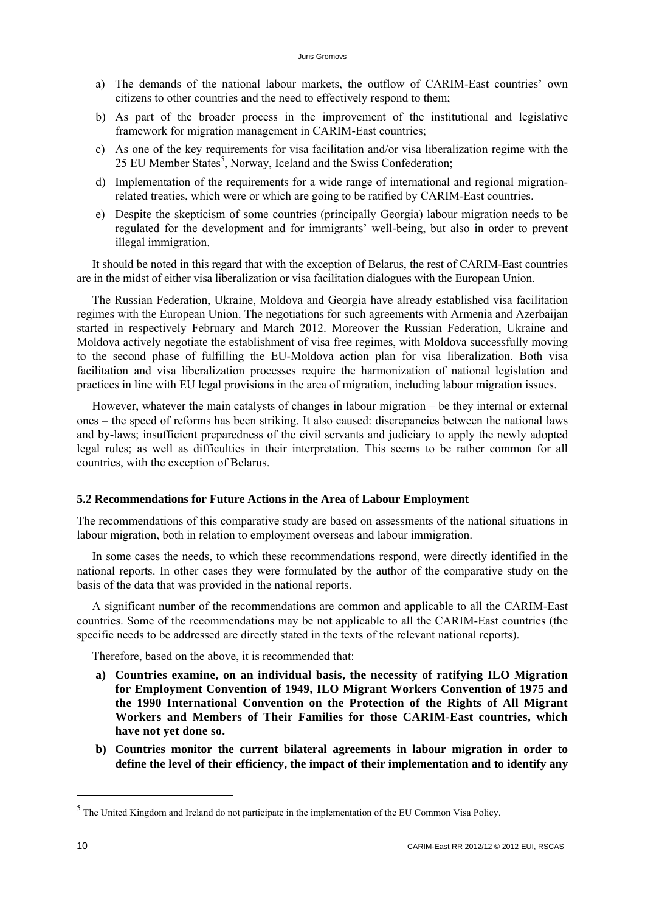a) The demands of the national labour markets, the outflow of CARIM-East countries' own citizens to other countries and the need to effectively respond to them;

b) As part of the broader process in the improvement of the institutional and legislative framework for migration management in CARIM-East countries;

c) As one of the key requirements for visa facilitation and/or visa liberalization regime with the 25 EU Member States[5], Norway, Iceland and the Swiss Confederation;

d) Implementation of the requirements for a wide range of international and regional migration-related treaties, which were or which are going to be ratified by CARIM-East countries.

e) Despite the skepticism of some countries (principally Georgia) labour migration needs to be regulated for the development and for immigrants' well-being, but also in order to prevent illegal immigration.

It should be noted in this regard that with the exception of Belarus, the rest of CARIM-East countries are in the midst of either visa liberalization or visa facilitation dialogues with the European Union.

The Russian Federation, Ukraine, Moldova and Georgia have already established visa facilitation regimes with the European Union. The negotiations for such agreements with Armenia and Azerbaijan started in respectively February and March 2012. Moreover the Russian Federation, Ukraine and Moldova actively negotiate the establishment of visa free regimes, with Moldova successfully moving to the second phase of fulfilling the EU-Moldova action plan for visa liberalization. Both visa facilitation and visa liberalization processes require the harmonization of national legislation and practices in line with EU legal provisions in the area of migration, including labour migration issues.

However, whatever the main catalysts of changes in labour migration – be they internal or external ones – the speed of reforms has been striking. It also caused: discrepancies between the national laws and by-laws; insufficient preparedness of the civil servants and judiciary to apply the newly adopted legal rules; as well as difficulties in their interpretation. This seems to be rather common for all countries, with the exception of Belarus.

### 5.2 Recommendations for Future Actions in the Area of Labour Employment

The recommendations of this comparative study are based on assessments of the national situations in labour migration, both in relation to employment overseas and labour immigration.

In some cases the needs, to which these recommendations respond, were directly identified in the national reports. In other cases they were formulated by the author of the comparative study on the basis of the data that was provided in the national reports.

A significant number of the recommendations are common and applicable to all the CARIM-East countries. Some of the recommendations may be not applicable to all the CARIM-East countries (the specific needs to be addressed are directly stated in the texts of the relevant national reports).

Therefore, based on the above, it is recommended that:

**a) Countries examine, on an individual basis, the necessity of ratifying ILO Migration for Employment Convention of 1949, ILO Migrant Workers Convention of 1975 and the 1990 International Convention on the Protection of the Rights of All Migrant Workers and Members of Their Families for those CARIM-East countries, which have not yet done so.**

**b) Countries monitor the current bilateral agreements in labour migration in order to define the level of their efficiency, the impact of their implementation and to identify any**

[5] The United Kingdom and Ireland do not participate in the implementation of the EU Common Visa Policy.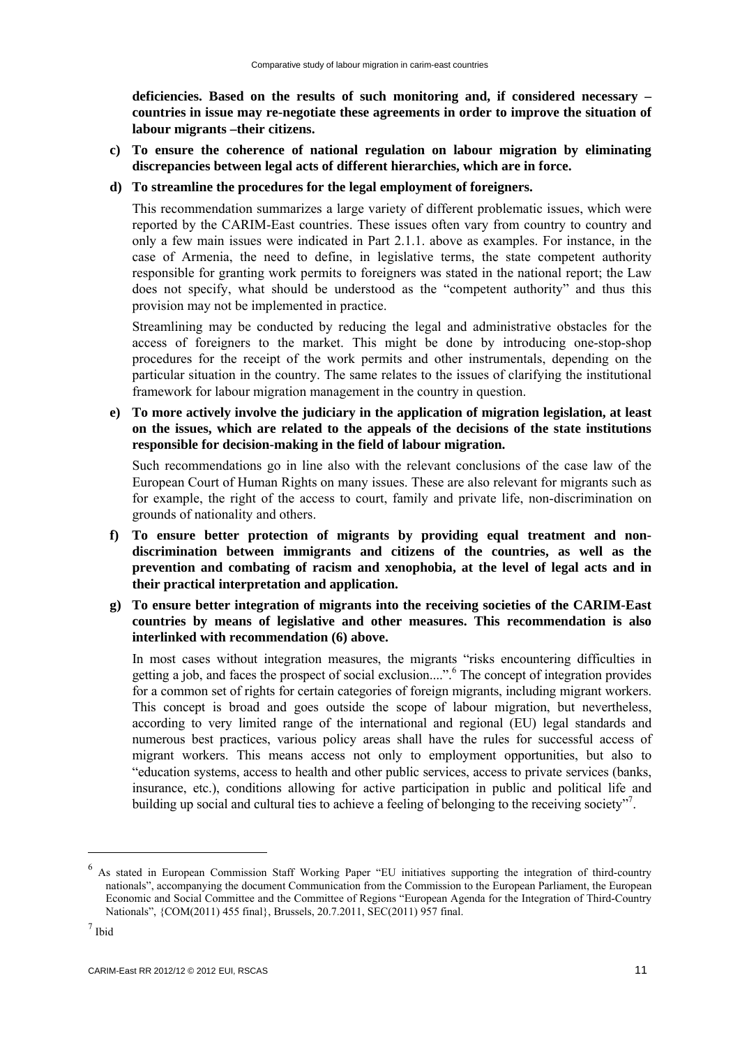**deficiencies. Based on the results of such monitoring and, if considered necessary – countries in issue may re-negotiate these agreements in order to improve the situation of labour migrants –their citizens.**

c) **To ensure the coherence of national regulation on labour migration by eliminating discrepancies between legal acts of different hierarchies, which are in force.**

d) **To streamline the procedures for the legal employment of foreigners.**

   This recommendation summarizes a large variety of different problematic issues, which were reported by the CARIM-East countries. These issues often vary from country to country and only a few main issues were indicated in Part 2.1.1. above as examples. For instance, in the case of Armenia, the need to define, in legislative terms, the state competent authority responsible for granting work permits to foreigners was stated in the national report; the Law does not specify, what should be understood as the "competent authority" and thus this provision may not be implemented in practice.

   Streamlining may be conducted by reducing the legal and administrative obstacles for the access of foreigners to the market. This might be done by introducing one-stop-shop procedures for the receipt of the work permits and other instrumentals, depending on the particular situation in the country. The same relates to the issues of clarifying the institutional framework for labour migration management in the country in question.

e) **To more actively involve the judiciary in the application of migration legislation, at least on the issues, which are related to the appeals of the decisions of the state institutions responsible for decision-making in the field of labour migration.**

   Such recommendations go in line also with the relevant conclusions of the case law of the European Court of Human Rights on many issues. These are also relevant for migrants such as for example, the right of the access to court, family and private life, non-discrimination on grounds of nationality and others.

f) **To ensure better protection of migrants by providing equal treatment and non-discrimination between immigrants and citizens of the countries, as well as the prevention and combating of racism and xenophobia, at the level of legal acts and in their practical interpretation and application.**

g) **To ensure better integration of migrants into the receiving societies of the CARIM-East countries by means of legislative and other measures. This recommendation is also interlinked with recommendation (6) above.**

   In most cases without integration measures, the migrants "risks encountering difficulties in getting a job, and faces the prospect of social exclusion....".[6] The concept of integration provides for a common set of rights for certain categories of foreign migrants, including migrant workers. This concept is broad and goes outside the scope of labour migration, but nevertheless, according to very limited range of the international and regional (EU) legal standards and numerous best practices, various policy areas shall have the rules for successful access of migrant workers. This means access not only to employment opportunities, but also to "education systems, access to health and other public services, access to private services (banks, insurance, etc.), conditions allowing for active participation in public and political life and building up social and cultural ties to achieve a feeling of belonging to the receiving society"[7].

---

[6] As stated in European Commission Staff Working Paper "EU initiatives supporting the integration of third-country nationals", accompanying the document Communication from the Commission to the European Parliament, the European Economic and Social Committee and the Committee of Regions "European Agenda for the Integration of Third-Country Nationals", {COM(2011) 455 final}, Brussels, 20.7.2011, SEC(2011) 957 final.

[7] Ibid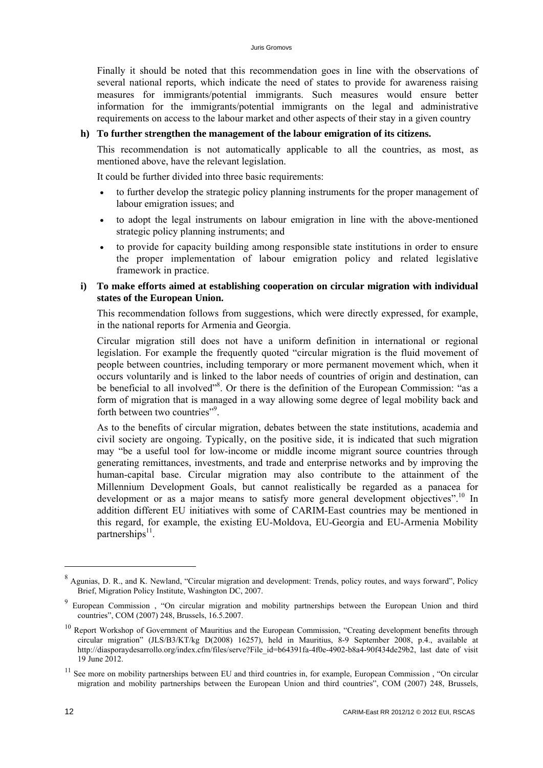Finally it should be noted that this recommendation goes in line with the observations of several national reports, which indicate the need of states to provide for awareness raising measures for immigrants/potential immigrants. Such measures would ensure better information for the immigrants/potential immigrants on the legal and administrative requirements on access to the labour market and other aspects of their stay in a given country

**h) To further strengthen the management of the labour emigration of its citizens.**

This recommendation is not automatically applicable to all the countries, as most, as mentioned above, have the relevant legislation.

It could be further divided into three basic requirements:

- to further develop the strategic policy planning instruments for the proper management of labour emigration issues; and
- to adopt the legal instruments on labour emigration in line with the above-mentioned strategic policy planning instruments; and
- to provide for capacity building among responsible state institutions in order to ensure the proper implementation of labour emigration policy and related legislative framework in practice.

**i) To make efforts aimed at establishing cooperation on circular migration with individual states of the European Union.**

This recommendation follows from suggestions, which were directly expressed, for example, in the national reports for Armenia and Georgia.

Circular migration still does not have a uniform definition in international or regional legislation. For example the frequently quoted "circular migration is the fluid movement of people between countries, including temporary or more permanent movement which, when it occurs voluntarily and is linked to the labor needs of countries of origin and destination, can be beneficial to all involved"[8]. Or there is the definition of the European Commission: "as a form of migration that is managed in a way allowing some degree of legal mobility back and forth between two countries"[9].

As to the benefits of circular migration, debates between the state institutions, academia and civil society are ongoing. Typically, on the positive side, it is indicated that such migration may "be a useful tool for low-income or middle income migrant source countries through generating remittances, investments, and trade and enterprise networks and by improving the human-capital base. Circular migration may also contribute to the attainment of the Millennium Development Goals, but cannot realistically be regarded as a panacea for development or as a major means to satisfy more general development objectives".[10] In addition different EU initiatives with some of CARIM-East countries may be mentioned in this regard, for example, the existing EU-Moldova, EU-Georgia and EU-Armenia Mobility partnerships[11].

---

[8] Agunias, D. R., and K. Newland, "Circular migration and development: Trends, policy routes, and ways forward", Policy Brief, Migration Policy Institute, Washington DC, 2007.

[9] European Commission , "On circular migration and mobility partnerships between the European Union and third countries", COM (2007) 248, Brussels, 16.5.2007.

[10] Report Workshop of Government of Mauritius and the European Commission, "Creating development benefits through circular migration" (JLS/B3/KT/kg D(2008) 16257), held in Mauritius, 8-9 September 2008, p.4., available at http://diasporaydesarrollo.org/index.cfm/files/serve?File_id=b64391fa-4f0e-4902-b8a4-90f434de29b2, last date of visit 19 June 2012.

[11] See more on mobility partnerships between EU and third countries in, for example, European Commission , "On circular migration and mobility partnerships between the European Union and third countries", COM (2007) 248, Brussels,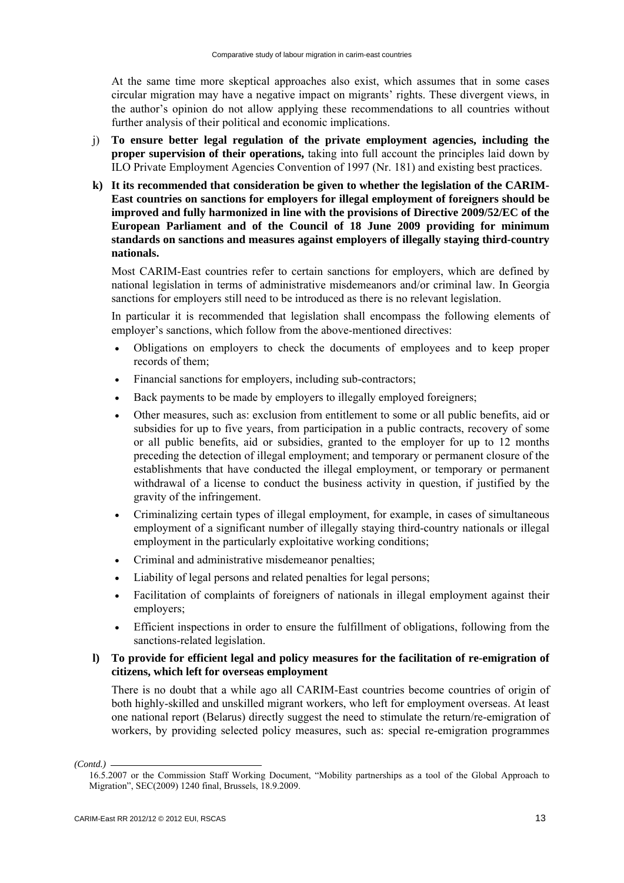At the same time more skeptical approaches also exist, which assumes that in some cases circular migration may have a negative impact on migrants' rights. These divergent views, in the author's opinion do not allow applying these recommendations to all countries without further analysis of their political and economic implications.

j) **To ensure better legal regulation of the private employment agencies, including the proper supervision of their operations,** taking into full account the principles laid down by ILO Private Employment Agencies Convention of 1997 (Nr. 181) and existing best practices.

**k) It its recommended that consideration be given to whether the legislation of the CARIM-East countries on sanctions for employers for illegal employment of foreigners should be improved and fully harmonized in line with the provisions of Directive 2009/52/EC of the European Parliament and of the Council of 18 June 2009 providing for minimum standards on sanctions and measures against employers of illegally staying third-country nationals.**

Most CARIM-East countries refer to certain sanctions for employers, which are defined by national legislation in terms of administrative misdemeanors and/or criminal law. In Georgia sanctions for employers still need to be introduced as there is no relevant legislation.

In particular it is recommended that legislation shall encompass the following elements of employer's sanctions, which follow from the above-mentioned directives:

- Obligations on employers to check the documents of employees and to keep proper records of them;
- Financial sanctions for employers, including sub-contractors;
- Back payments to be made by employers to illegally employed foreigners;
- Other measures, such as: exclusion from entitlement to some or all public benefits, aid or subsidies for up to five years, from participation in a public contracts, recovery of some or all public benefits, aid or subsidies, granted to the employer for up to 12 months preceding the detection of illegal employment; and temporary or permanent closure of the establishments that have conducted the illegal employment, or temporary or permanent withdrawal of a license to conduct the business activity in question, if justified by the gravity of the infringement.
- Criminalizing certain types of illegal employment, for example, in cases of simultaneous employment of a significant number of illegally staying third-country nationals or illegal employment in the particularly exploitative working conditions;
- Criminal and administrative misdemeanor penalties;
- Liability of legal persons and related penalties for legal persons;
- Facilitation of complaints of foreigners of nationals in illegal employment against their employers;
- Efficient inspections in order to ensure the fulfillment of obligations, following from the sanctions-related legislation.

**l) To provide for efficient legal and policy measures for the facilitation of re-emigration of citizens, which left for overseas employment**

There is no doubt that a while ago all CARIM-East countries become countries of origin of both highly-skilled and unskilled migrant workers, who left for employment overseas. At least one national report (Belarus) directly suggest the need to stimulate the return/re-emigration of workers, by providing selected policy measures, such as: special re-emigration programmes

*(Contd.)*

16.5.2007 or the Commission Staff Working Document, "Mobility partnerships as a tool of the Global Approach to Migration", SEC(2009) 1240 final, Brussels, 18.9.2009.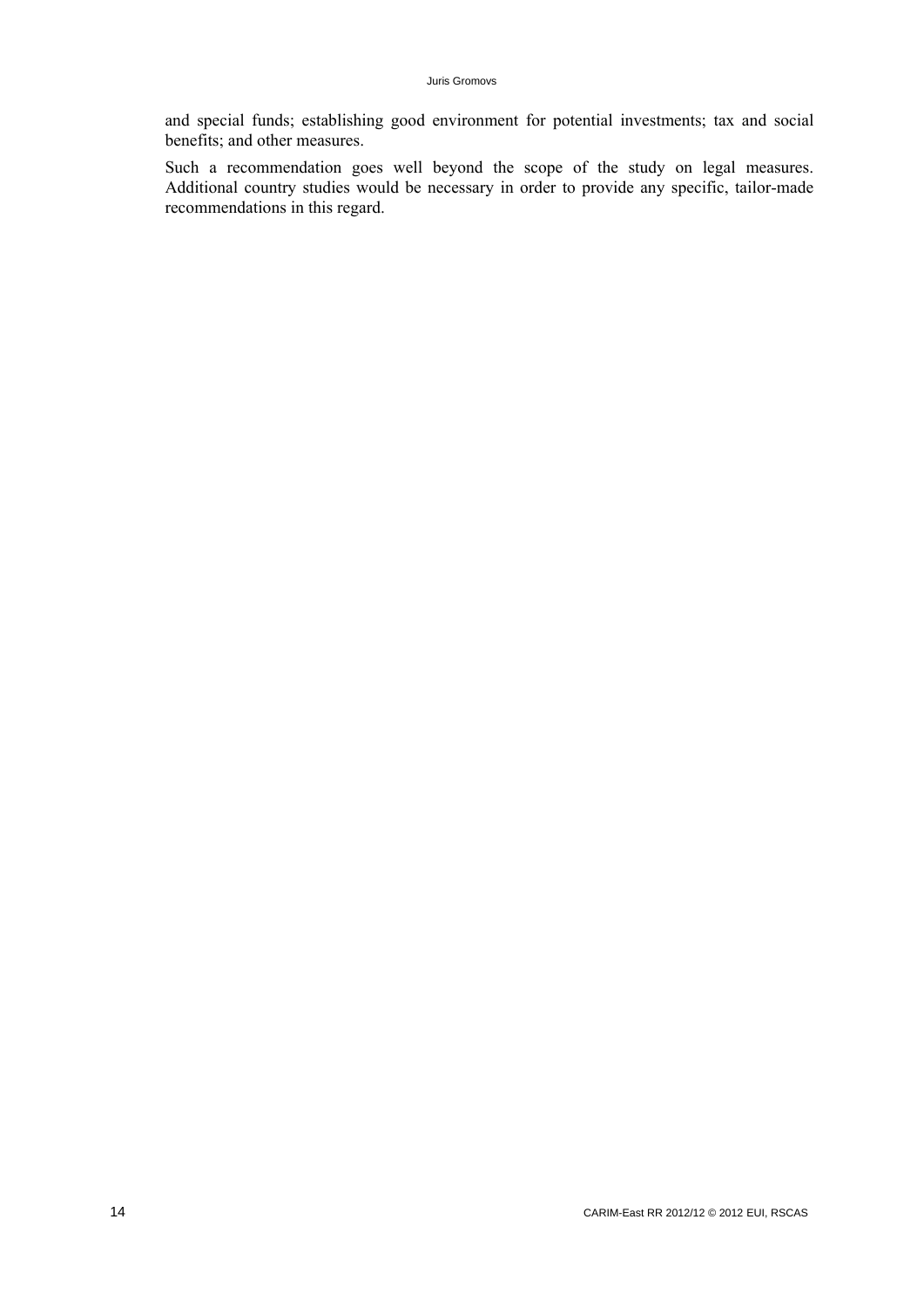and special funds; establishing good environment for potential investments; tax and social benefits; and other measures.

Such a recommendation goes well beyond the scope of the study on legal measures. Additional country studies would be necessary in order to provide any specific, tailor-made recommendations in this regard.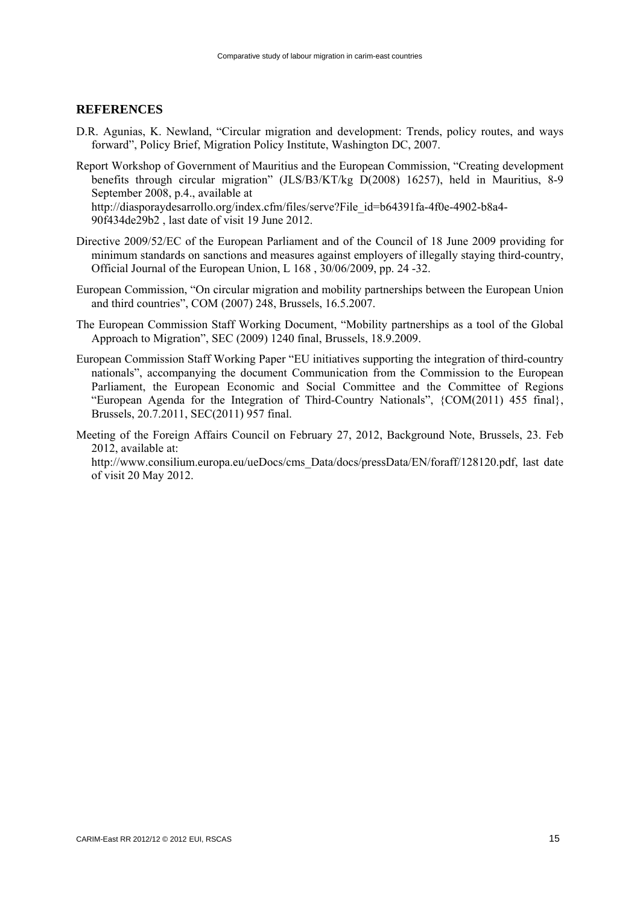## REFERENCES

D.R. Agunias, K. Newland, "Circular migration and development: Trends, policy routes, and ways forward", Policy Brief, Migration Policy Institute, Washington DC, 2007.

Report Workshop of Government of Mauritius and the European Commission, "Creating development benefits through circular migration" (JLS/B3/KT/kg D(2008) 16257), held in Mauritius, 8-9 September 2008, p.4., available at http://diasporaydesarrollo.org/index.cfm/files/serve?File_id=b64391fa-4f0e-4902-b8a4-90f434de29b2 , last date of visit 19 June 2012.

Directive 2009/52/EC of the European Parliament and of the Council of 18 June 2009 providing for minimum standards on sanctions and measures against employers of illegally staying third-country, Official Journal of the European Union, L 168 , 30/06/2009, pp. 24 -32.

European Commission, "On circular migration and mobility partnerships between the European Union and third countries", COM (2007) 248, Brussels, 16.5.2007.

The European Commission Staff Working Document, "Mobility partnerships as a tool of the Global Approach to Migration", SEC (2009) 1240 final, Brussels, 18.9.2009.

European Commission Staff Working Paper "EU initiatives supporting the integration of third-country nationals", accompanying the document Communication from the Commission to the European Parliament, the European Economic and Social Committee and the Committee of Regions "European Agenda for the Integration of Third-Country Nationals", {COM(2011) 455 final}, Brussels, 20.7.2011, SEC(2011) 957 final.

Meeting of the Foreign Affairs Council on February 27, 2012, Background Note, Brussels, 23. Feb 2012, available at: http://www.consilium.europa.eu/ueDocs/cms_Data/docs/pressData/EN/foraff/128120.pdf, last date of visit 20 May 2012.